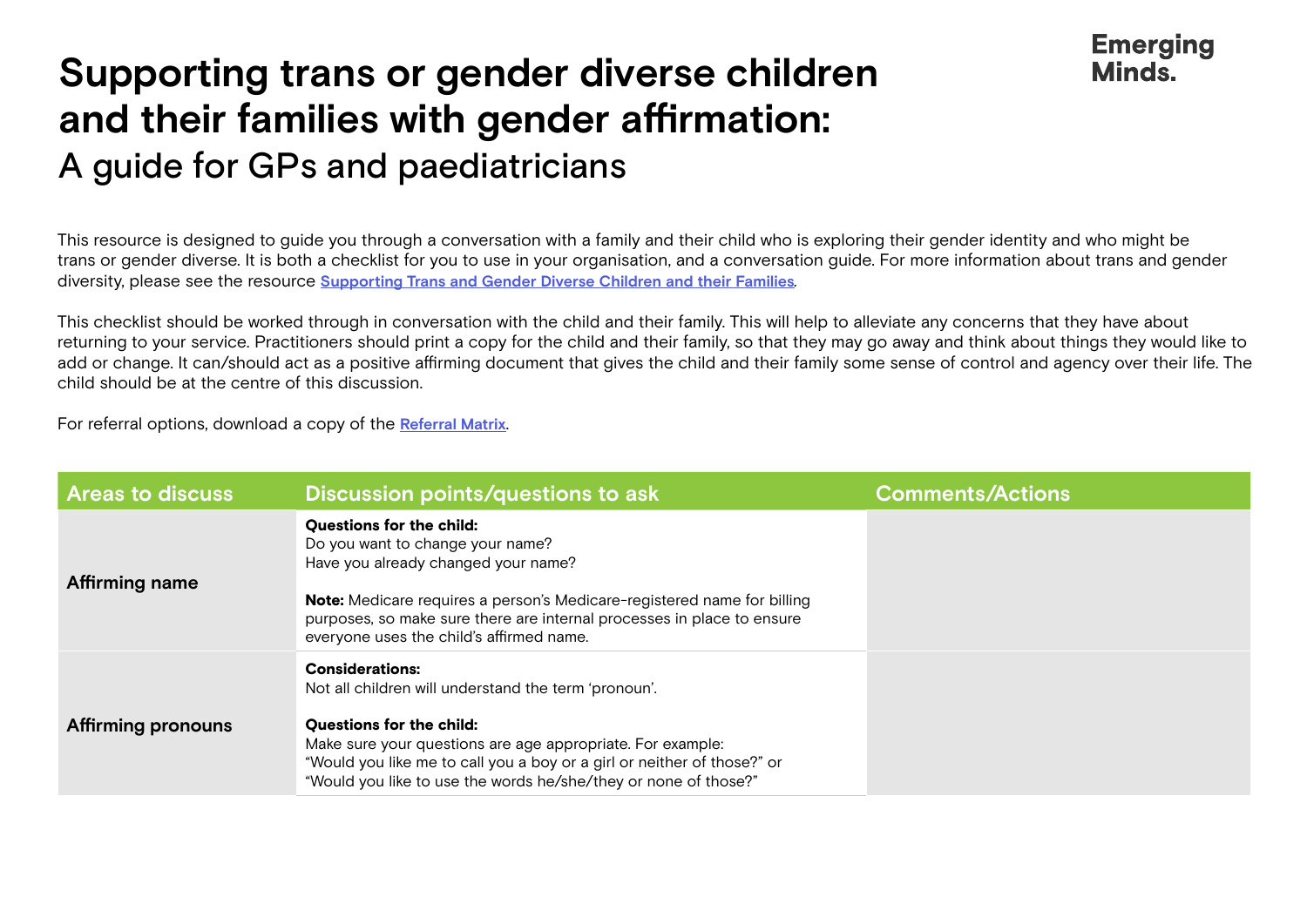# Supporting trans or gender diverse children and their families with gender affirmation:

## A guide for GPs and paediatricians

Emerging Minds.

This resource is designed to guide you through a conversation with a family and their child who is exploring their gender identity and who might be trans or gender diverse. It is both a checklist for you to use in your organisation, and a conversation guide. For more information about trans and gender diversity, please see the resource **[Supporting Trans and Gender Diverse Children and their Families](#)**.

This checklist should be worked through in conversation with the child and their family. This will help to alleviate any concerns that they have about returning to your service. Practitioners should print a copy for the child and their family, so that they may go away and think about things they would like to add or change. It can/should act as a positive affirming document that gives the child and their family some sense of control and agency over their life. The child should be at the centre of this discussion.

For referral options, download a copy of the **[Referral Matrix](#)**.

| Areas to discuss | Discussion points/questions to ask | Comments/Actions |
|---|---|---|
| **Affirming name** | **Questions for the child:**<br>Do you want to change your name?<br>Have you already changed your name?<br><br>**Note:** Medicare requires a person's Medicare-registered name for billing purposes, so make sure there are internal processes in place to ensure everyone uses the child's affirmed name. | |
| **Affirming pronouns** | **Considerations:**<br>Not all children will understand the term 'pronoun'.<br><br>**Questions for the child:**<br>Make sure your questions are age appropriate. For example:<br>"Would you like me to call you a boy or a girl or neither of those?" or<br>"Would you like to use the words he/she/they or none of those?" | |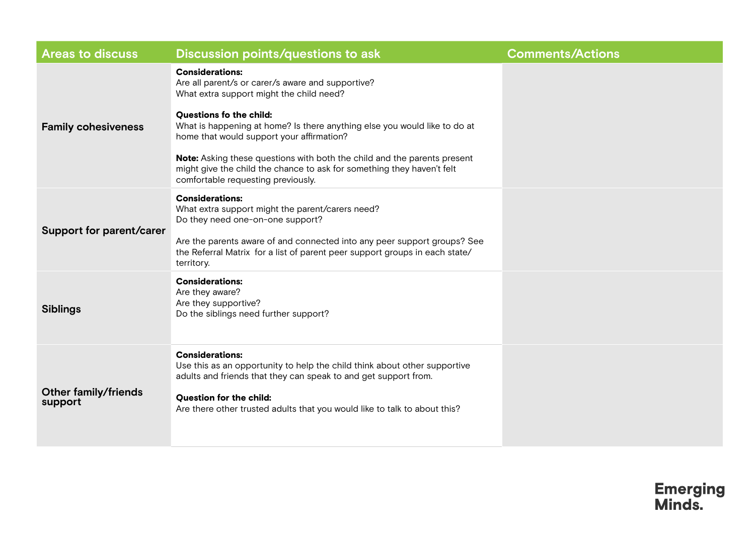| Areas to discuss | Discussion points/questions to ask | Comments/Actions |
| --- | --- | --- |
| **Family cohesiveness** | **Considerations:**<br>Are all parent/s or carer/s aware and supportive?<br>What extra support might the child need?<br><br>**Questions fo the child:**<br>What is happening at home? Is there anything else you would like to do at home that would support your affirmation?<br><br>**Note:** Asking these questions with both the child and the parents present might give the child the chance to ask for something they haven't felt comfortable requesting previously. | |
| **Support for parent/carer** | **Considerations:**<br>What extra support might the parent/carers need?<br>Do they need one-on-one support?<br><br>Are the parents aware of and connected into any peer support groups? See the Referral Matrix for a list of parent peer support groups in each state/territory. | |
| **Siblings** | **Considerations:**<br>Are they aware?<br>Are they supportive?<br>Do the siblings need further support? | |
| **Other family/friends support** | **Considerations:**<br>Use this as an opportunity to help the child think about other supportive adults and friends that they can speak to and get support from.<br><br>**Question for the child:**<br>Are there other trusted adults that you would like to talk to about this? | |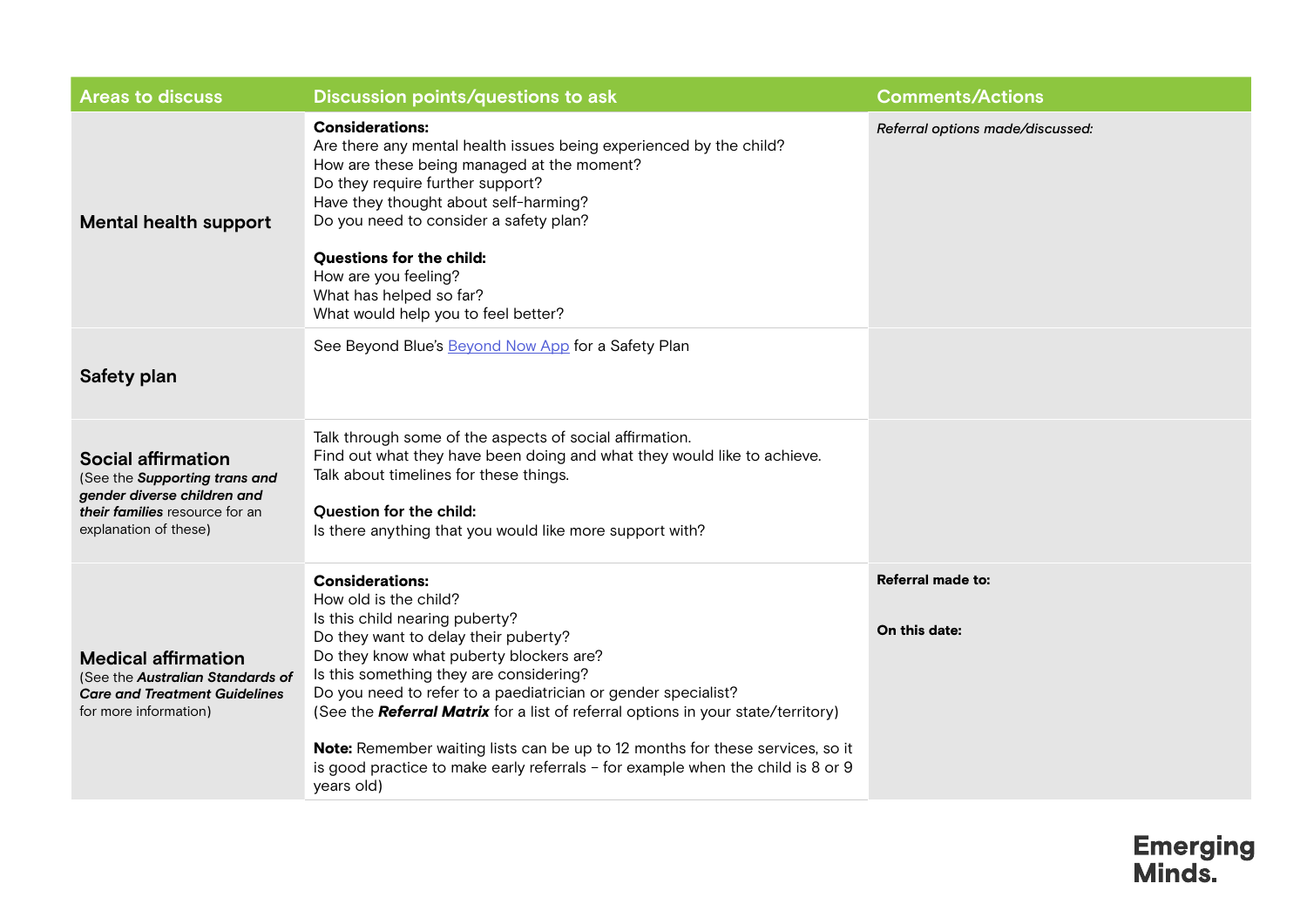| Areas to discuss | Discussion points/questions to ask | Comments/Actions |
|---|---|---|
| **Mental health support** | **Considerations:**<br>Are there any mental health issues being experienced by the child?<br>How are these being managed at the moment?<br>Do they require further support?<br>Have they thought about self-harming?<br>Do you need to consider a safety plan?<br><br>**Questions for the child:**<br>How are you feeling?<br>What has helped so far?<br>What would help you to feel better? | *Referral options made/discussed:* |
| **Safety plan** | See Beyond Blue's Beyond Now App for a Safety Plan | |
| **Social affirmation**<br>(See the ***Supporting trans and gender diverse children and their families*** resource for an explanation of these) | Talk through some of the aspects of social affirmation.<br>Find out what they have been doing and what they would like to achieve.<br>Talk about timelines for these things.<br><br>**Question for the child:**<br>Is there anything that you would like more support with? | |
| **Medical affirmation**<br>(See the ***Australian Standards of Care and Treatment Guidelines*** for more information) | **Considerations:**<br>How old is the child?<br>Is this child nearing puberty?<br>Do they want to delay their puberty?<br>Do they know what puberty blockers are?<br>Is this something they are considering?<br>Do you need to refer to a paediatrician or gender specialist?<br>(See the ***Referral Matrix*** for a list of referral options in your state/territory)<br><br>**Note:** Remember waiting lists can be up to 12 months for these services, so it is good practice to make early referrals – for example when the child is 8 or 9 years old) | **Referral made to:**<br><br>**On this date:** |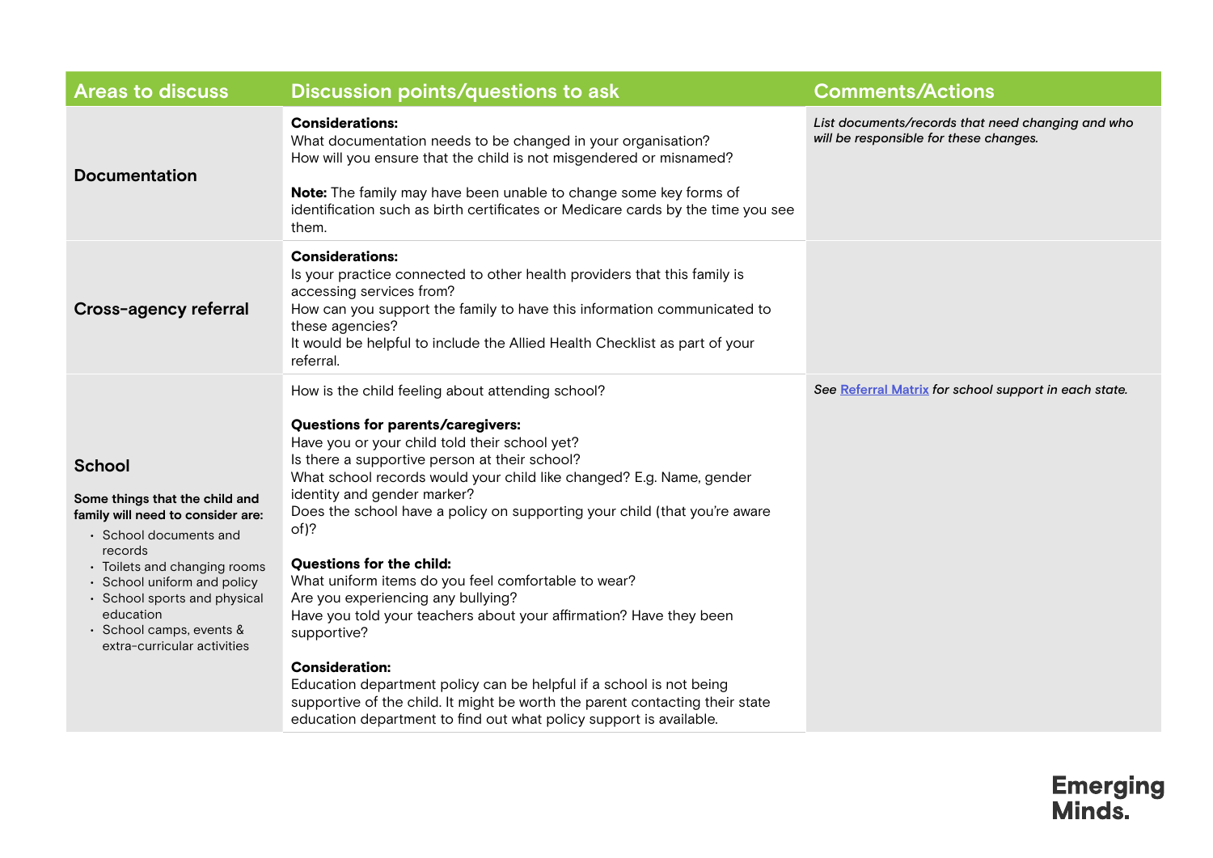| Areas to discuss | Discussion points/questions to ask | Comments/Actions |
| --- | --- | --- |
| **Documentation** | **Considerations:**<br>What documentation needs to be changed in your organisation?<br>How will you ensure that the child is not misgendered or misnamed?<br><br>**Note:** The family may have been unable to change some key forms of identification such as birth certificates or Medicare cards by the time you see them. | *List documents/records that need changing and who will be responsible for these changes.* |
| **Cross-agency referral** | **Considerations:**<br>Is your practice connected to other health providers that this family is accessing services from?<br>How can you support the family to have this information communicated to these agencies?<br>It would be helpful to include the Allied Health Checklist as part of your referral. | |
| **School**<br><br>**Some things that the child and family will need to consider are:**<br>• School documents and records<br>• Toilets and changing rooms<br>• School uniform and policy<br>• School sports and physical education<br>• School camps, events & extra-curricular activities | How is the child feeling about attending school?<br><br>**Questions for parents/caregivers:**<br>Have you or your child told their school yet?<br>Is there a supportive person at their school?<br>What school records would your child like changed? E.g. Name, gender identity and gender marker?<br>Does the school have a policy on supporting your child (that you're aware of)?<br><br>**Questions for the child:**<br>What uniform items do you feel comfortable to wear?<br>Are you experiencing any bullying?<br>Have you told your teachers about your affirmation? Have they been supportive?<br><br>**Consideration:**<br>Education department policy can be helpful if a school is not being supportive of the child. It might be worth the parent contacting their state education department to find out what policy support is available. | *See* Referral Matrix *for school support in each state.* |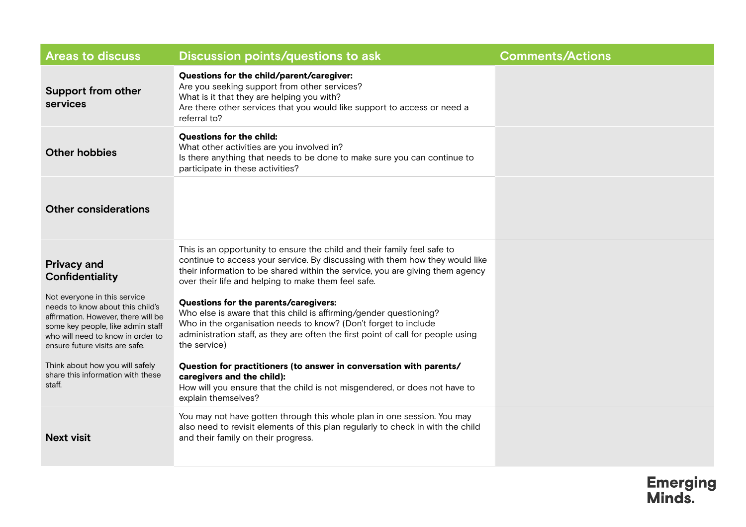| Areas to discuss | Discussion points/questions to ask | Comments/Actions |
|---|---|---|
| **Support from other services** | **Questions for the child/parent/caregiver:**<br>Are you seeking support from other services?<br>What is it that they are helping you with?<br>Are there other services that you would like support to access or need a referral to? | |
| **Other hobbies** | **Questions for the child:**<br>What other activities are you involved in?<br>Is there anything that needs to be done to make sure you can continue to participate in these activities? | |
| **Other considerations** | | |
| **Privacy and Confidentiality**<br><br>Not everyone in this service needs to know about this child's affirmation. However, there will be some key people, like admin staff who will need to know in order to ensure future visits are safe.<br><br>Think about how you will safely share this information with these staff. | This is an opportunity to ensure the child and their family feel safe to continue to access your service. By discussing with them how they would like their information to be shared within the service, you are giving them agency over their life and helping to make them feel safe.<br><br>**Questions for the parents/caregivers:**<br>Who else is aware that this child is affirming/gender questioning?<br>Who in the organisation needs to know? (Don't forget to include administration staff, as they are often the first point of call for people using the service)<br><br>**Question for practitioners (to answer in conversation with parents/caregivers and the child):**<br>How will you ensure that the child is not misgendered, or does not have to explain themselves? | |
| **Next visit** | You may not have gotten through this whole plan in one session. You may also need to revisit elements of this plan regularly to check in with the child and their family on their progress. | |

Emerging Minds.